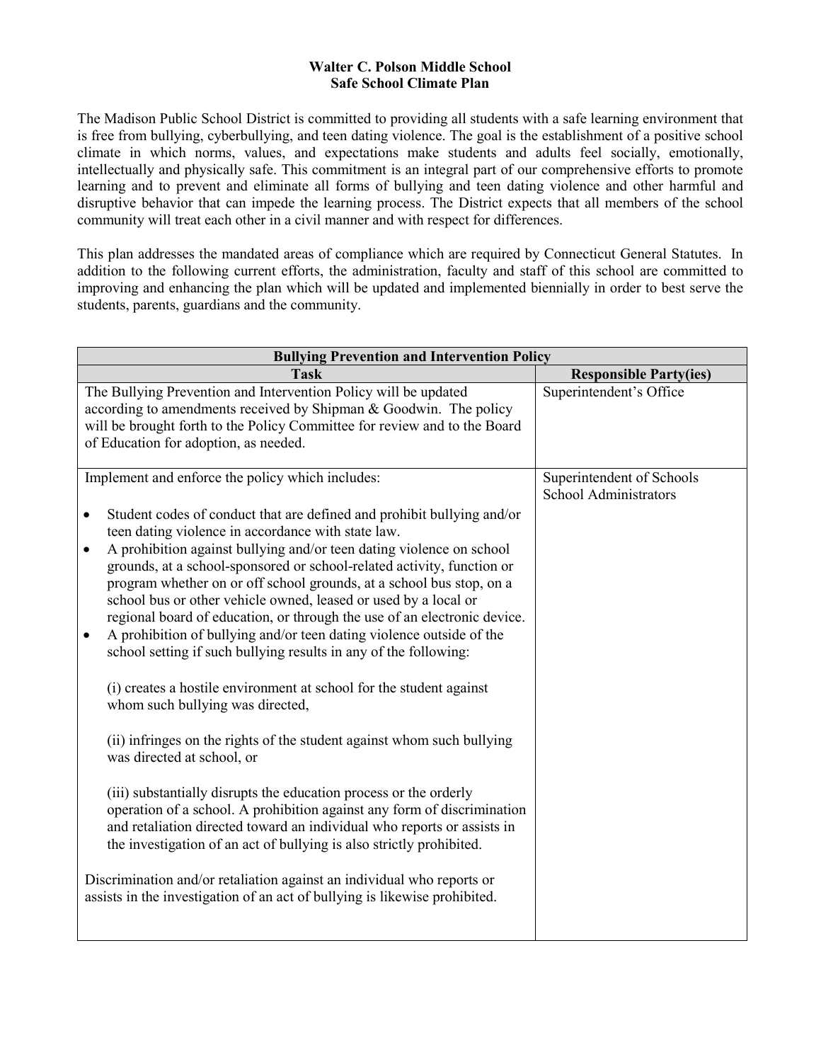**Walter C. Polson Middle School**
**Safe School Climate Plan**

The Madison Public School District is committed to providing all students with a safe learning environment that is free from bullying, cyberbullying, and teen dating violence. The goal is the establishment of a positive school climate in which norms, values, and expectations make students and adults feel socially, emotionally, intellectually and physically safe. This commitment is an integral part of our comprehensive efforts to promote learning and to prevent and eliminate all forms of bullying and teen dating violence and other harmful and disruptive behavior that can impede the learning process. The District expects that all members of the school community will treat each other in a civil manner and with respect for differences.

This plan addresses the mandated areas of compliance which are required by Connecticut General Statutes. In addition to the following current efforts, the administration, faculty and staff of this school are committed to improving and enhancing the plan which will be updated and implemented biennially in order to best serve the students, parents, guardians and the community.

| **Bullying Prevention and Intervention Policy** | |
|---|---|
| **Task** | **Responsible Party(ies)** |
| The Bullying Prevention and Intervention Policy will be updated according to amendments received by Shipman & Goodwin. The policy will be brought forth to the Policy Committee for review and to the Board of Education for adoption, as needed. | Superintendent's Office |
| Implement and enforce the policy which includes:<br><br>• Student codes of conduct that are defined and prohibit bullying and/or teen dating violence in accordance with state law.<br>• A prohibition against bullying and/or teen dating violence on school grounds, at a school-sponsored or school-related activity, function or program whether on or off school grounds, at a school bus stop, on a school bus or other vehicle owned, leased or used by a local or regional board of education, or through the use of an electronic device.<br>• A prohibition of bullying and/or teen dating violence outside of the school setting if such bullying results in any of the following:<br><br>(i) creates a hostile environment at school for the student against whom such bullying was directed,<br><br>(ii) infringes on the rights of the student against whom such bullying was directed at school, or<br><br>(iii) substantially disrupts the education process or the orderly operation of a school. A prohibition against any form of discrimination and retaliation directed toward an individual who reports or assists in the investigation of an act of bullying is also strictly prohibited.<br><br>Discrimination and/or retaliation against an individual who reports or assists in the investigation of an act of bullying is likewise prohibited. | Superintendent of Schools<br>School Administrators |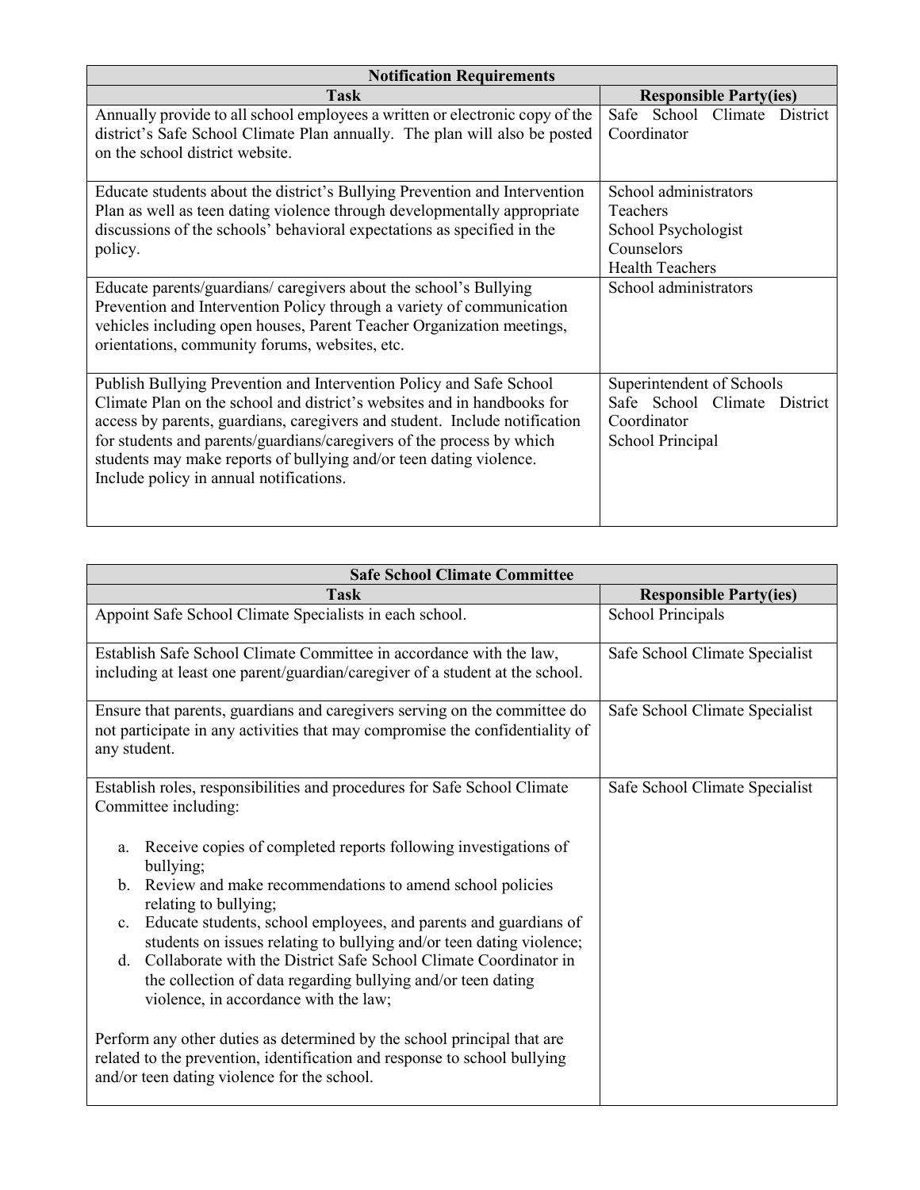| Notification Requirements | |
|---|---|
| **Task** | **Responsible Party(ies)** |
| Annually provide to all school employees a written or electronic copy of the district's Safe School Climate Plan annually. The plan will also be posted on the school district website. | Safe School Climate District Coordinator |
| Educate students about the district's Bullying Prevention and Intervention Plan as well as teen dating violence through developmentally appropriate discussions of the schools' behavioral expectations as specified in the policy. | School administrators<br>Teachers<br>School Psychologist<br>Counselors<br>Health Teachers |
| Educate parents/guardians/ caregivers about the school's Bullying Prevention and Intervention Policy through a variety of communication vehicles including open houses, Parent Teacher Organization meetings, orientations, community forums, websites, etc. | School administrators |
| Publish Bullying Prevention and Intervention Policy and Safe School Climate Plan on the school and district's websites and in handbooks for access by parents, guardians, caregivers and student. Include notification for students and parents/guardians/caregivers of the process by which students may make reports of bullying and/or teen dating violence. Include policy in annual notifications. | Superintendent of Schools<br>Safe School Climate District Coordinator<br>School Principal |

| Safe School Climate Committee | |
|---|---|
| **Task** | **Responsible Party(ies)** |
| Appoint Safe School Climate Specialists in each school. | School Principals |
| Establish Safe School Climate Committee in accordance with the law, including at least one parent/guardian/caregiver of a student at the school. | Safe School Climate Specialist |
| Ensure that parents, guardians and caregivers serving on the committee do not participate in any activities that may compromise the confidentiality of any student. | Safe School Climate Specialist |
| Establish roles, responsibilities and procedures for Safe School Climate Committee including:<br><br>a. Receive copies of completed reports following investigations of bullying;<br>b. Review and make recommendations to amend school policies relating to bullying;<br>c. Educate students, school employees, and parents and guardians of students on issues relating to bullying and/or teen dating violence;<br>d. Collaborate with the District Safe School Climate Coordinator in the collection of data regarding bullying and/or teen dating violence, in accordance with the law;<br><br>Perform any other duties as determined by the school principal that are related to the prevention, identification and response to school bullying and/or teen dating violence for the school. | Safe School Climate Specialist |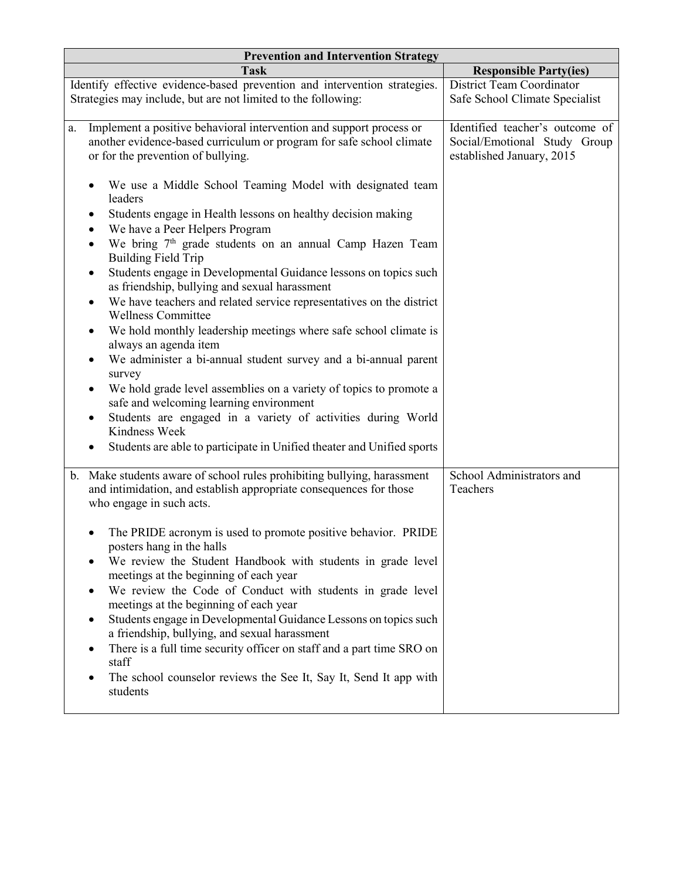| Prevention and Intervention Strategy | |
|---|---|
| **Task** | **Responsible Party(ies)** |
| Identify effective evidence-based prevention and intervention strategies. Strategies may include, but are not limited to the following: | District Team Coordinator<br>Safe School Climate Specialist |
| a. Implement a positive behavioral intervention and support process or another evidence-based curriculum or program for safe school climate or for the prevention of bullying.<br><br>• We use a Middle School Teaming Model with designated team leaders<br>• Students engage in Health lessons on healthy decision making<br>• We have a Peer Helpers Program<br>• We bring 7th grade students on an annual Camp Hazen Team Building Field Trip<br>• Students engage in Developmental Guidance lessons on topics such as friendship, bullying and sexual harassment<br>• We have teachers and related service representatives on the district Wellness Committee<br>• We hold monthly leadership meetings where safe school climate is always an agenda item<br>• We administer a bi-annual student survey and a bi-annual parent survey<br>• We hold grade level assemblies on a variety of topics to promote a safe and welcoming learning environment<br>• Students are engaged in a variety of activities during World Kindness Week<br>• Students are able to participate in Unified theater and Unified sports | Identified teacher's outcome of Social/Emotional Study Group established January, 2015 |
| b. Make students aware of school rules prohibiting bullying, harassment and intimidation, and establish appropriate consequences for those who engage in such acts.<br><br>• The PRIDE acronym is used to promote positive behavior. PRIDE posters hang in the halls<br>• We review the Student Handbook with students in grade level meetings at the beginning of each year<br>• We review the Code of Conduct with students in grade level meetings at the beginning of each year<br>• Students engage in Developmental Guidance Lessons on topics such a friendship, bullying, and sexual harassment<br>• There is a full time security officer on staff and a part time SRO on staff<br>• The school counselor reviews the See It, Say It, Send It app with students | School Administrators and Teachers |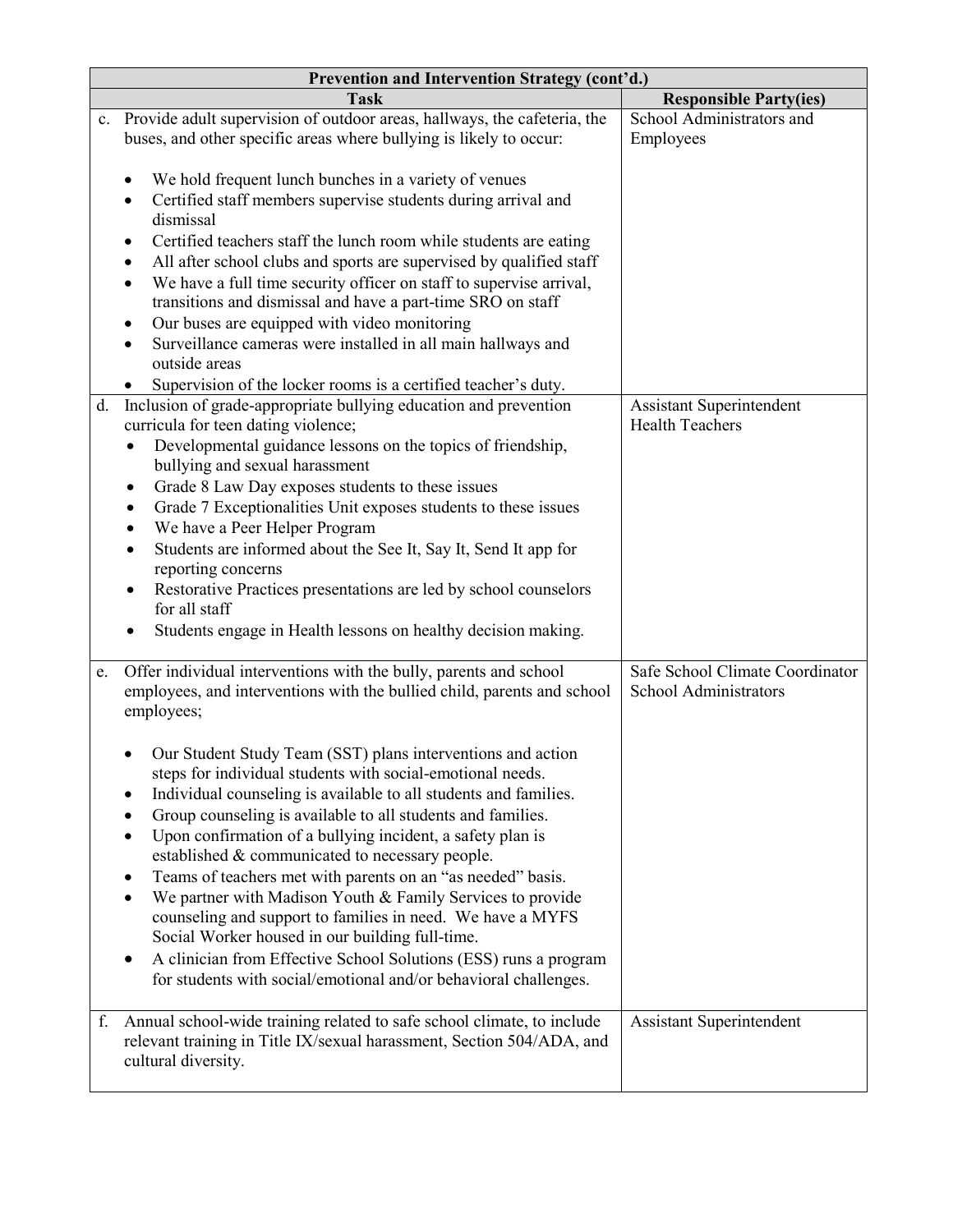| Prevention and Intervention Strategy (cont'd.) | |
|---|---|
| **Task** | **Responsible Party(ies)** |
| c. Provide adult supervision of outdoor areas, hallways, the cafeteria, the buses, and other specific areas where bullying is likely to occur:<br><br>• We hold frequent lunch bunches in a variety of venues<br>• Certified staff members supervise students during arrival and dismissal<br>• Certified teachers staff the lunch room while students are eating<br>• All after school clubs and sports are supervised by qualified staff<br>• We have a full time security officer on staff to supervise arrival, transitions and dismissal and have a part-time SRO on staff<br>• Our buses are equipped with video monitoring<br>• Surveillance cameras were installed in all main hallways and outside areas<br>• Supervision of the locker rooms is a certified teacher's duty. | School Administrators and Employees |
| d. Inclusion of grade-appropriate bullying education and prevention curricula for teen dating violence;<br>• Developmental guidance lessons on the topics of friendship, bullying and sexual harassment<br>• Grade 8 Law Day exposes students to these issues<br>• Grade 7 Exceptionalities Unit exposes students to these issues<br>• We have a Peer Helper Program<br>• Students are informed about the See It, Say It, Send It app for reporting concerns<br>• Restorative Practices presentations are led by school counselors for all staff<br>• Students engage in Health lessons on healthy decision making. | Assistant Superintendent<br>Health Teachers |
| e. Offer individual interventions with the bully, parents and school employees, and interventions with the bullied child, parents and school employees;<br><br>• Our Student Study Team (SST) plans interventions and action steps for individual students with social-emotional needs.<br>• Individual counseling is available to all students and families.<br>• Group counseling is available to all students and families.<br>• Upon confirmation of a bullying incident, a safety plan is established & communicated to necessary people.<br>• Teams of teachers met with parents on an "as needed" basis.<br>• We partner with Madison Youth & Family Services to provide counseling and support to families in need. We have a MYFS Social Worker housed in our building full-time.<br>• A clinician from Effective School Solutions (ESS) runs a program for students with social/emotional and/or behavioral challenges. | Safe School Climate Coordinator<br>School Administrators |
| f. Annual school-wide training related to safe school climate, to include relevant training in Title IX/sexual harassment, Section 504/ADA, and cultural diversity. | Assistant Superintendent |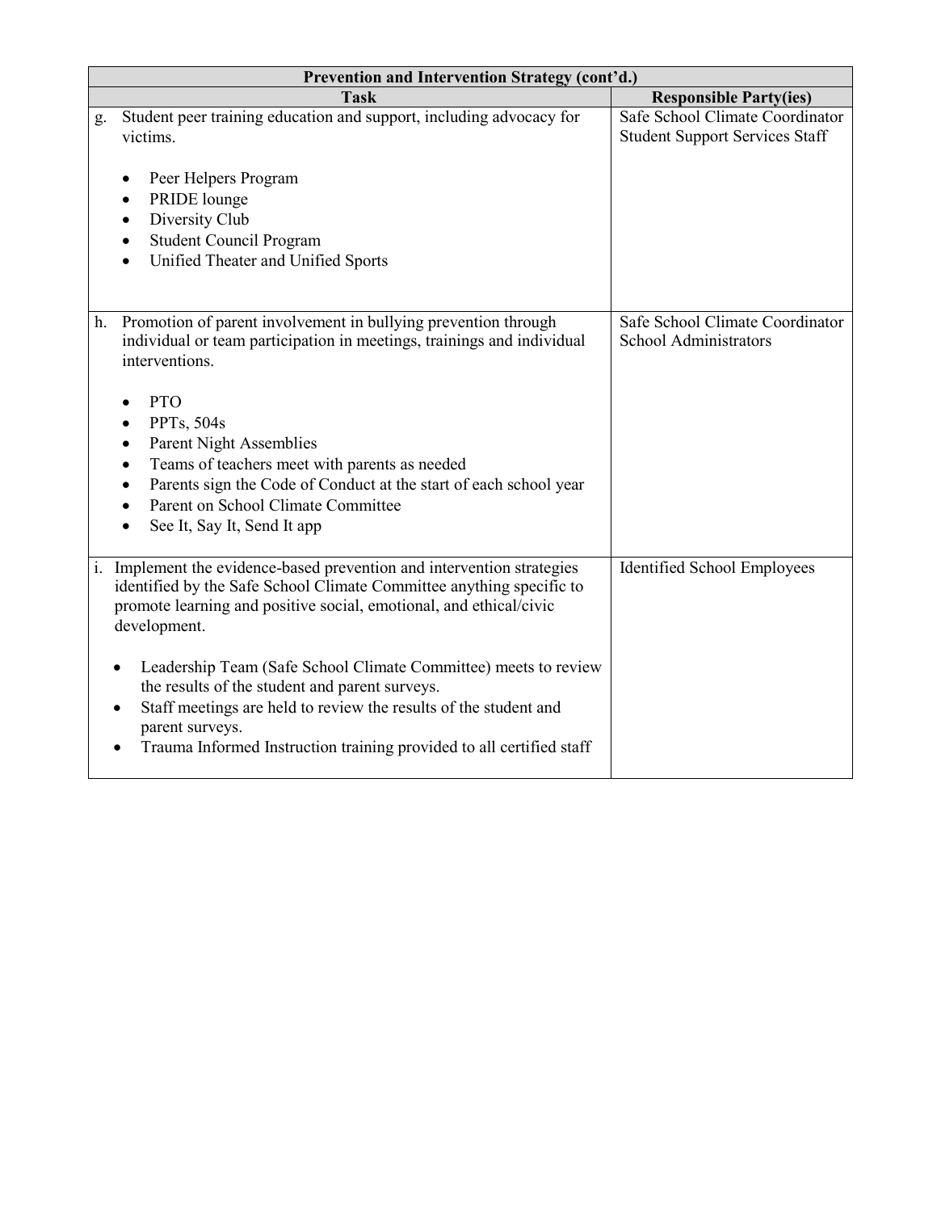| Prevention and Intervention Strategy (cont'd.) | |
|---|---|
| **Task** | **Responsible Party(ies)** |
| g. Student peer training education and support, including advocacy for victims.<br><br>• Peer Helpers Program<br>• PRIDE lounge<br>• Diversity Club<br>• Student Council Program<br>• Unified Theater and Unified Sports | Safe School Climate Coordinator<br>Student Support Services Staff |
| h. Promotion of parent involvement in bullying prevention through individual or team participation in meetings, trainings and individual interventions.<br><br>• PTO<br>• PPTs, 504s<br>• Parent Night Assemblies<br>• Teams of teachers meet with parents as needed<br>• Parents sign the Code of Conduct at the start of each school year<br>• Parent on School Climate Committee<br>• See It, Say It, Send It app | Safe School Climate Coordinator<br>School Administrators |
| i. Implement the evidence-based prevention and intervention strategies identified by the Safe School Climate Committee anything specific to promote learning and positive social, emotional, and ethical/civic development.<br><br>• Leadership Team (Safe School Climate Committee) meets to review the results of the student and parent surveys.<br>• Staff meetings are held to review the results of the student and parent surveys.<br>• Trauma Informed Instruction training provided to all certified staff | Identified School Employees |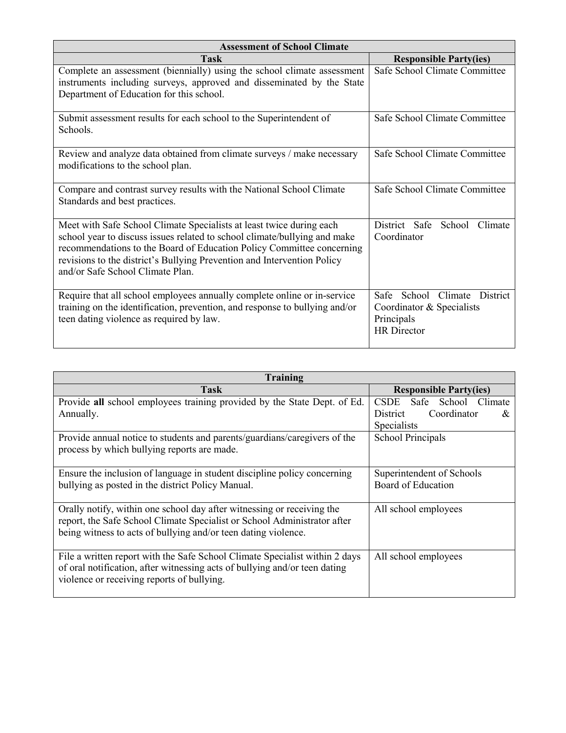| Assessment of School Climate | |
|---|---|
| **Task** | **Responsible Party(ies)** |
| Complete an assessment (biennially) using the school climate assessment instruments including surveys, approved and disseminated by the State Department of Education for this school. | Safe School Climate Committee |
| Submit assessment results for each school to the Superintendent of Schools. | Safe School Climate Committee |
| Review and analyze data obtained from climate surveys / make necessary modifications to the school plan. | Safe School Climate Committee |
| Compare and contrast survey results with the National School Climate Standards and best practices. | Safe School Climate Committee |
| Meet with Safe School Climate Specialists at least twice during each school year to discuss issues related to school climate/bullying and make recommendations to the Board of Education Policy Committee concerning revisions to the district's Bullying Prevention and Intervention Policy and/or Safe School Climate Plan. | District Safe School Climate Coordinator |
| Require that all school employees annually complete online or in-service training on the identification, prevention, and response to bullying and/or teen dating violence as required by law. | Safe School Climate District Coordinator & Specialists<br>Principals<br>HR Director |

| Training | |
|---|---|
| **Task** | **Responsible Party(ies)** |
| Provide **all** school employees training provided by the State Dept. of Ed. Annually. | CSDE Safe School Climate District Coordinator & Specialists |
| Provide annual notice to students and parents/guardians/caregivers of the process by which bullying reports are made. | School Principals |
| Ensure the inclusion of language in student discipline policy concerning bullying as posted in the district Policy Manual. | Superintendent of Schools<br>Board of Education |
| Orally notify, within one school day after witnessing or receiving the report, the Safe School Climate Specialist or School Administrator after being witness to acts of bullying and/or teen dating violence. | All school employees |
| File a written report with the Safe School Climate Specialist within 2 days of oral notification, after witnessing acts of bullying and/or teen dating violence or receiving reports of bullying. | All school employees |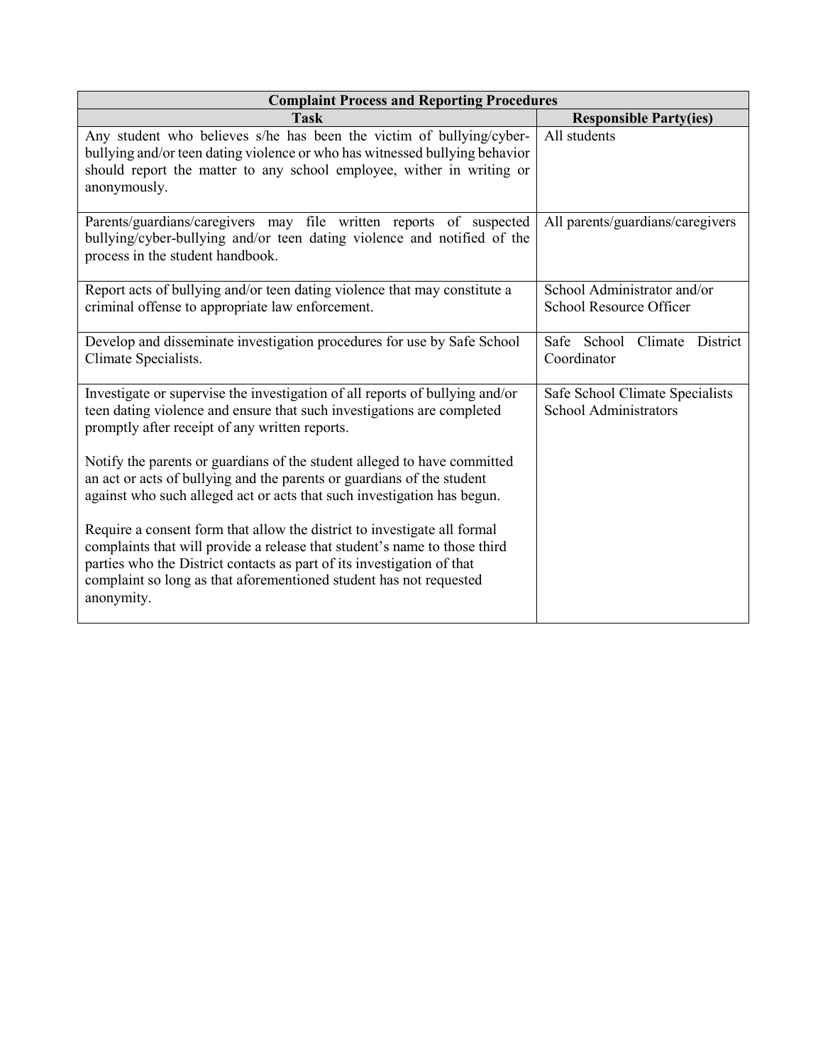| Complaint Process and Reporting Procedures | |
|---|---|
| **Task** | **Responsible Party(ies)** |
| Any student who believes s/he has been the victim of bullying/cyber-bullying and/or teen dating violence or who has witnessed bullying behavior should report the matter to any school employee, wither in writing or anonymously. | All students |
| Parents/guardians/caregivers may file written reports of suspected bullying/cyber-bullying and/or teen dating violence and notified of the process in the student handbook. | All parents/guardians/caregivers |
| Report acts of bullying and/or teen dating violence that may constitute a criminal offense to appropriate law enforcement. | School Administrator and/or School Resource Officer |
| Develop and disseminate investigation procedures for use by Safe School Climate Specialists. | Safe School Climate District Coordinator |
| Investigate or supervise the investigation of all reports of bullying and/or teen dating violence and ensure that such investigations are completed promptly after receipt of any written reports.<br><br>Notify the parents or guardians of the student alleged to have committed an act or acts of bullying and the parents or guardians of the student against who such alleged act or acts that such investigation has begun.<br><br>Require a consent form that allow the district to investigate all formal complaints that will provide a release that student's name to those third parties who the District contacts as part of its investigation of that complaint so long as that aforementioned student has not requested anonymity. | Safe School Climate Specialists<br>School Administrators |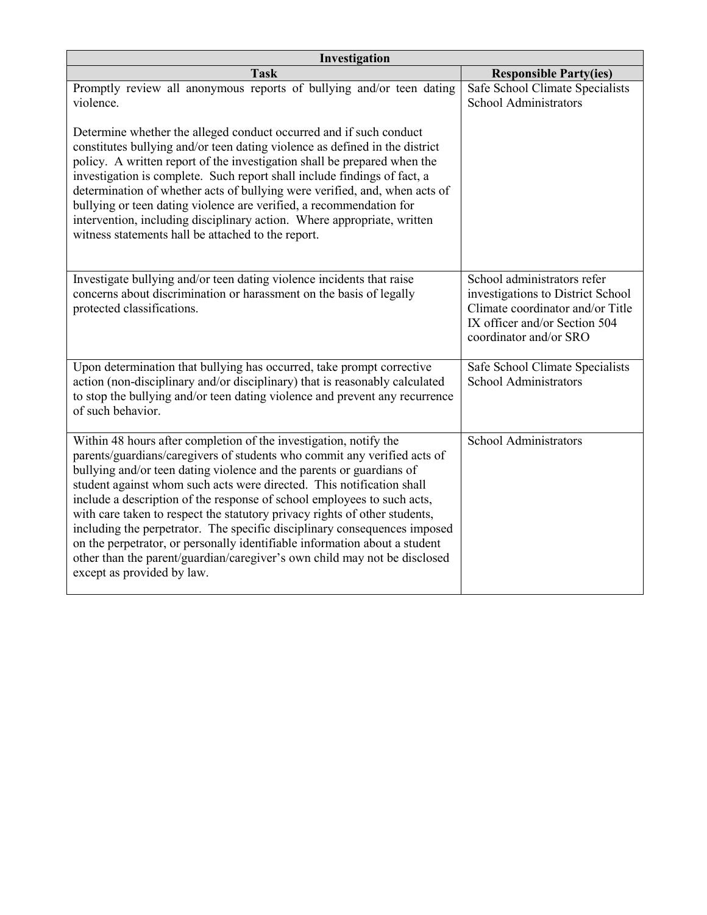| Investigation | |
|---|---|
| **Task** | **Responsible Party(ies)** |
| Promptly review all anonymous reports of bullying and/or teen dating violence.<br><br>Determine whether the alleged conduct occurred and if such conduct constitutes bullying and/or teen dating violence as defined in the district policy. A written report of the investigation shall be prepared when the investigation is complete. Such report shall include findings of fact, a determination of whether acts of bullying were verified, and, when acts of bullying or teen dating violence are verified, a recommendation for intervention, including disciplinary action. Where appropriate, written witness statements hall be attached to the report. | Safe School Climate Specialists<br>School Administrators |
| Investigate bullying and/or teen dating violence incidents that raise concerns about discrimination or harassment on the basis of legally protected classifications. | School administrators refer investigations to District School Climate coordinator and/or Title IX officer and/or Section 504 coordinator and/or SRO |
| Upon determination that bullying has occurred, take prompt corrective action (non-disciplinary and/or disciplinary) that is reasonably calculated to stop the bullying and/or teen dating violence and prevent any recurrence of such behavior. | Safe School Climate Specialists<br>School Administrators |
| Within 48 hours after completion of the investigation, notify the parents/guardians/caregivers of students who commit any verified acts of bullying and/or teen dating violence and the parents or guardians of student against whom such acts were directed. This notification shall include a description of the response of school employees to such acts, with care taken to respect the statutory privacy rights of other students, including the perpetrator. The specific disciplinary consequences imposed on the perpetrator, or personally identifiable information about a student other than the parent/guardian/caregiver's own child may not be disclosed except as provided by law. | School Administrators |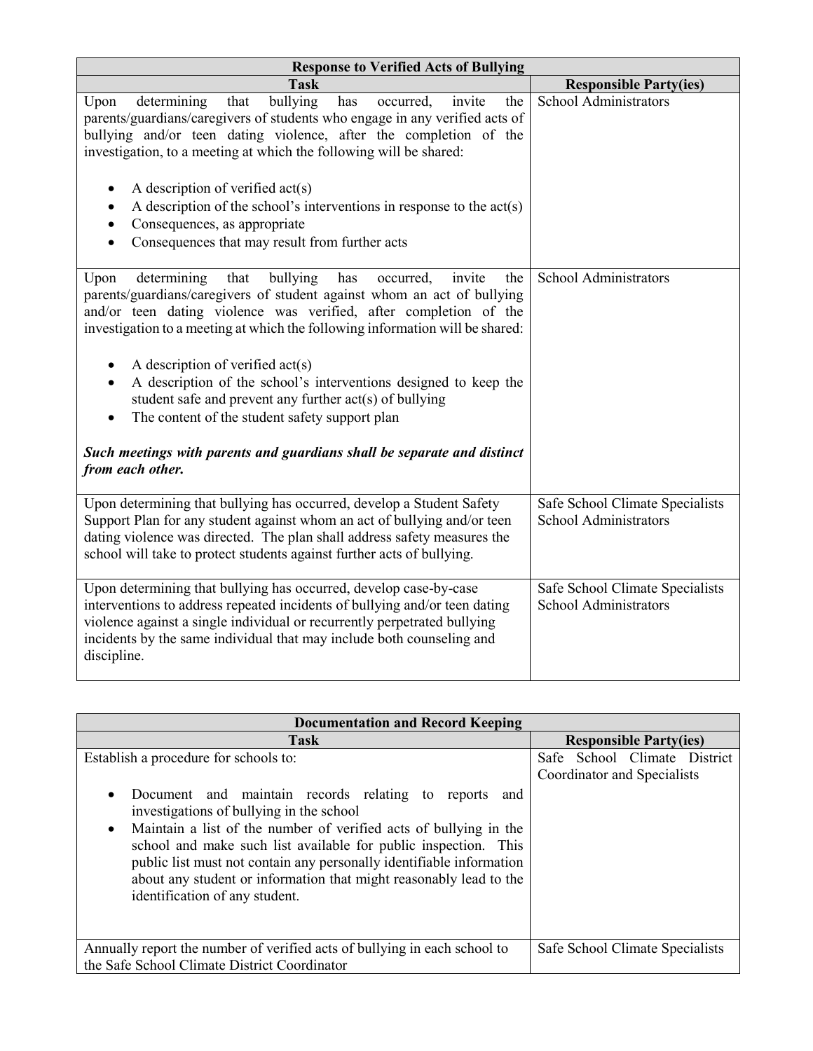| Response to Verified Acts of Bullying | |
|---|---|
| **Task** | **Responsible Party(ies)** |
| Upon determining that bullying has occurred, invite the parents/guardians/caregivers of students who engage in any verified acts of bullying and/or teen dating violence, after the completion of the investigation, to a meeting at which the following will be shared:<br><br>• A description of verified act(s)<br>• A description of the school's interventions in response to the act(s)<br>• Consequences, as appropriate<br>• Consequences that may result from further acts | School Administrators |
| Upon determining that bullying has occurred, invite the parents/guardians/caregivers of student against whom an act of bullying and/or teen dating violence was verified, after completion of the investigation to a meeting at which the following information will be shared:<br><br>• A description of verified act(s)<br>• A description of the school's interventions designed to keep the student safe and prevent any further act(s) of bullying<br>• The content of the student safety support plan<br><br>***Such meetings with parents and guardians shall be separate and distinct from each other.*** | School Administrators |
| Upon determining that bullying has occurred, develop a Student Safety Support Plan for any student against whom an act of bullying and/or teen dating violence was directed. The plan shall address safety measures the school will take to protect students against further acts of bullying. | Safe School Climate Specialists<br>School Administrators |
| Upon determining that bullying has occurred, develop case-by-case interventions to address repeated incidents of bullying and/or teen dating violence against a single individual or recurrently perpetrated bullying incidents by the same individual that may include both counseling and discipline. | Safe School Climate Specialists<br>School Administrators |

| Documentation and Record Keeping | |
|---|---|
| **Task** | **Responsible Party(ies)** |
| Establish a procedure for schools to:<br><br>• Document and maintain records relating to reports and investigations of bullying in the school<br>• Maintain a list of the number of verified acts of bullying in the school and make such list available for public inspection. This public list must not contain any personally identifiable information about any student or information that might reasonably lead to the identification of any student. | Safe School Climate District Coordinator and Specialists |
| Annually report the number of verified acts of bullying in each school to the Safe School Climate District Coordinator | Safe School Climate Specialists |